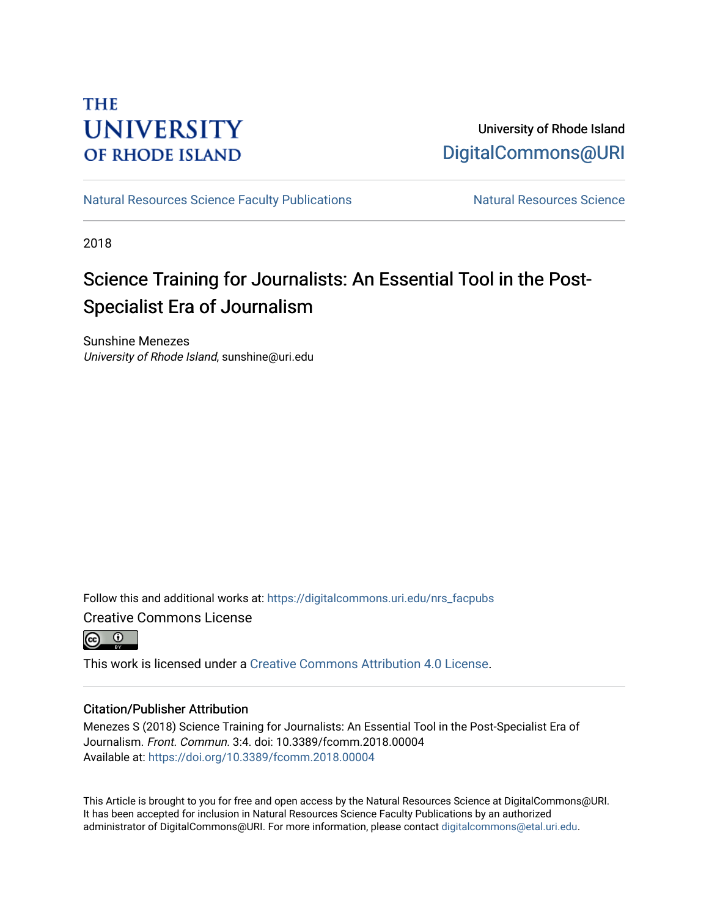THE UNIVERSITY OF RHODE ISLAND

University of Rhode Island
DigitalCommons@URI

Natural Resources Science Faculty Publications | Natural Resources Science

2018

# Science Training for Journalists: An Essential Tool in the Post-Specialist Era of Journalism

Sunshine Menezes
*University of Rhode Island*, sunshine@uri.edu

Follow this and additional works at: https://digitalcommons.uri.edu/nrs_facpubs

Creative Commons License

This work is licensed under a Creative Commons Attribution 4.0 License.

## Citation/Publisher Attribution

Menezes S (2018) Science Training for Journalists: An Essential Tool in the Post-Specialist Era of Journalism. *Front. Commun.* 3:4. doi: 10.3389/fcomm.2018.00004
Available at: https://doi.org/10.3389/fcomm.2018.00004

This Article is brought to you for free and open access by the Natural Resources Science at DigitalCommons@URI. It has been accepted for inclusion in Natural Resources Science Faculty Publications by an authorized administrator of DigitalCommons@URI. For more information, please contact digitalcommons@etal.uri.edu.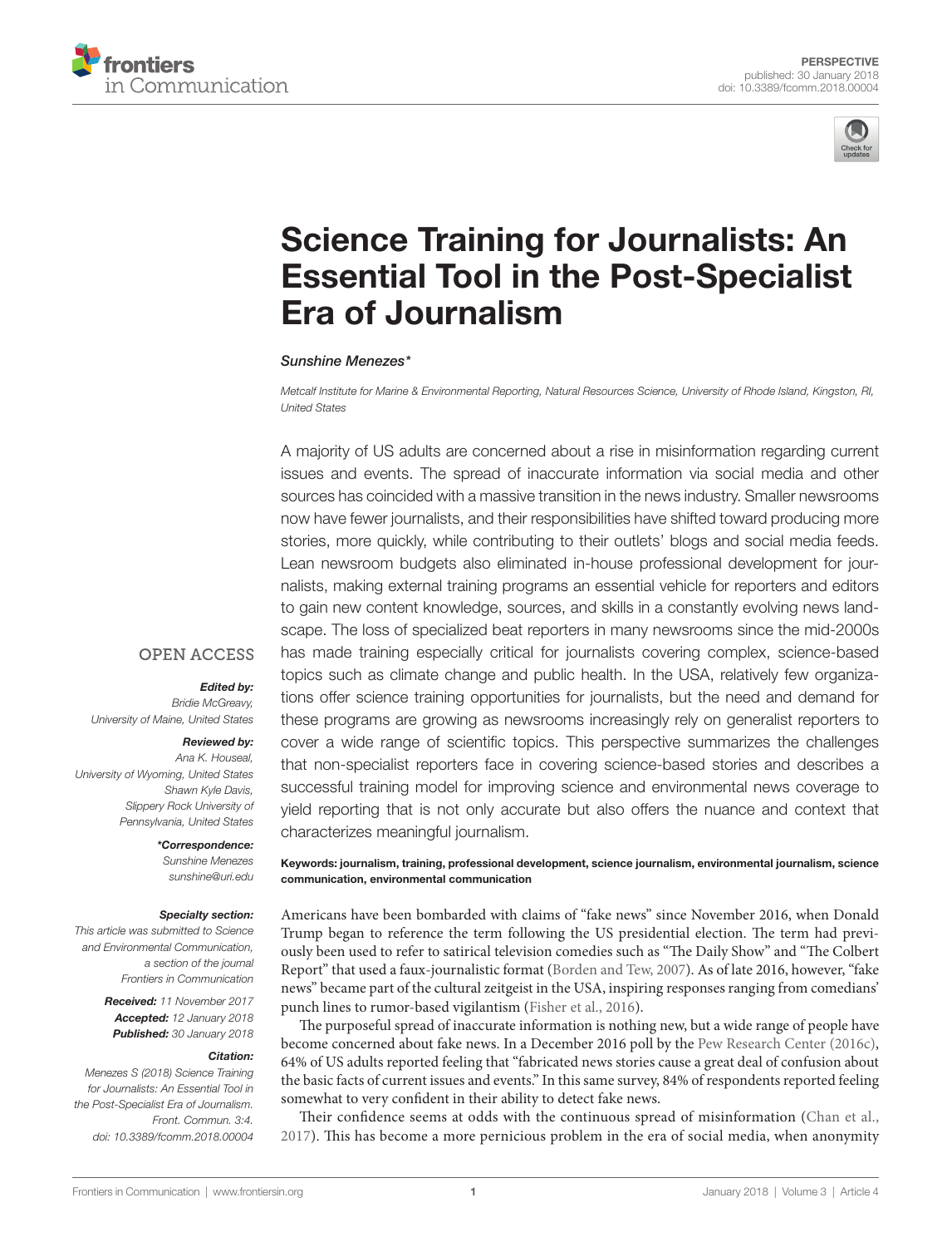# Science Training for Journalists: An Essential Tool in the Post-Specialist Era of Journalism

*Sunshine Menezes**

*Metcalf Institute for Marine & Environmental Reporting, Natural Resources Science, University of Rhode Island, Kingston, RI, United States*

A majority of US adults are concerned about a rise in misinformation regarding current issues and events. The spread of inaccurate information via social media and other sources has coincided with a massive transition in the news industry. Smaller newsrooms now have fewer journalists, and their responsibilities have shifted toward producing more stories, more quickly, while contributing to their outlets' blogs and social media feeds. Lean newsroom budgets also eliminated in-house professional development for journalists, making external training programs an essential vehicle for reporters and editors to gain new content knowledge, sources, and skills in a constantly evolving news landscape. The loss of specialized beat reporters in many newsrooms since the mid-2000s has made training especially critical for journalists covering complex, science-based topics such as climate change and public health. In the USA, relatively few organizations offer science training opportunities for journalists, but the need and demand for these programs are growing as newsrooms increasingly rely on generalist reporters to cover a wide range of scientific topics. This perspective summarizes the challenges that non-specialist reporters face in covering science-based stories and describes a successful training model for improving science and environmental news coverage to yield reporting that is not only accurate but also offers the nuance and context that characterizes meaningful journalism.

**Keywords: journalism, training, professional development, science journalism, environmental journalism, science communication, environmental communication**

OPEN ACCESS

***Edited by:***
*Bridie McGreavy, University of Maine, United States*

***Reviewed by:***
*Ana K. Houseal, University of Wyoming, United States*
*Shawn Kyle Davis, Slippery Rock University of Pennsylvania, United States*

***\*Correspondence:***
*Sunshine Menezes*
*sunshine@uri.edu*

***Specialty section:***
*This article was submitted to Science and Environmental Communication, a section of the journal Frontiers in Communication*

***Received:*** *11 November 2017*
***Accepted:*** *12 January 2018*
***Published:*** *30 January 2018*

***Citation:***
*Menezes S (2018) Science Training for Journalists: An Essential Tool in the Post-Specialist Era of Journalism. Front. Commun. 3:4. doi: 10.3389/fcomm.2018.00004*

Americans have been bombarded with claims of "fake news" since November 2016, when Donald Trump began to reference the term following the US presidential election. The term had previously been used to refer to satirical television comedies such as "The Daily Show" and "The Colbert Report" that used a faux-journalistic format (Borden and Tew, 2007). As of late 2016, however, "fake news" became part of the cultural zeitgeist in the USA, inspiring responses ranging from comedians' punch lines to rumor-based vigilantism (Fisher et al., 2016).

The purposeful spread of inaccurate information is nothing new, but a wide range of people have become concerned about fake news. In a December 2016 poll by the Pew Research Center (2016c), 64% of US adults reported feeling that "fabricated news stories cause a great deal of confusion about the basic facts of current issues and events." In this same survey, 84% of respondents reported feeling somewhat to very confident in their ability to detect fake news.

Their confidence seems at odds with the continuous spread of misinformation (Chan et al., 2017). This has become a more pernicious problem in the era of social media, when anonymity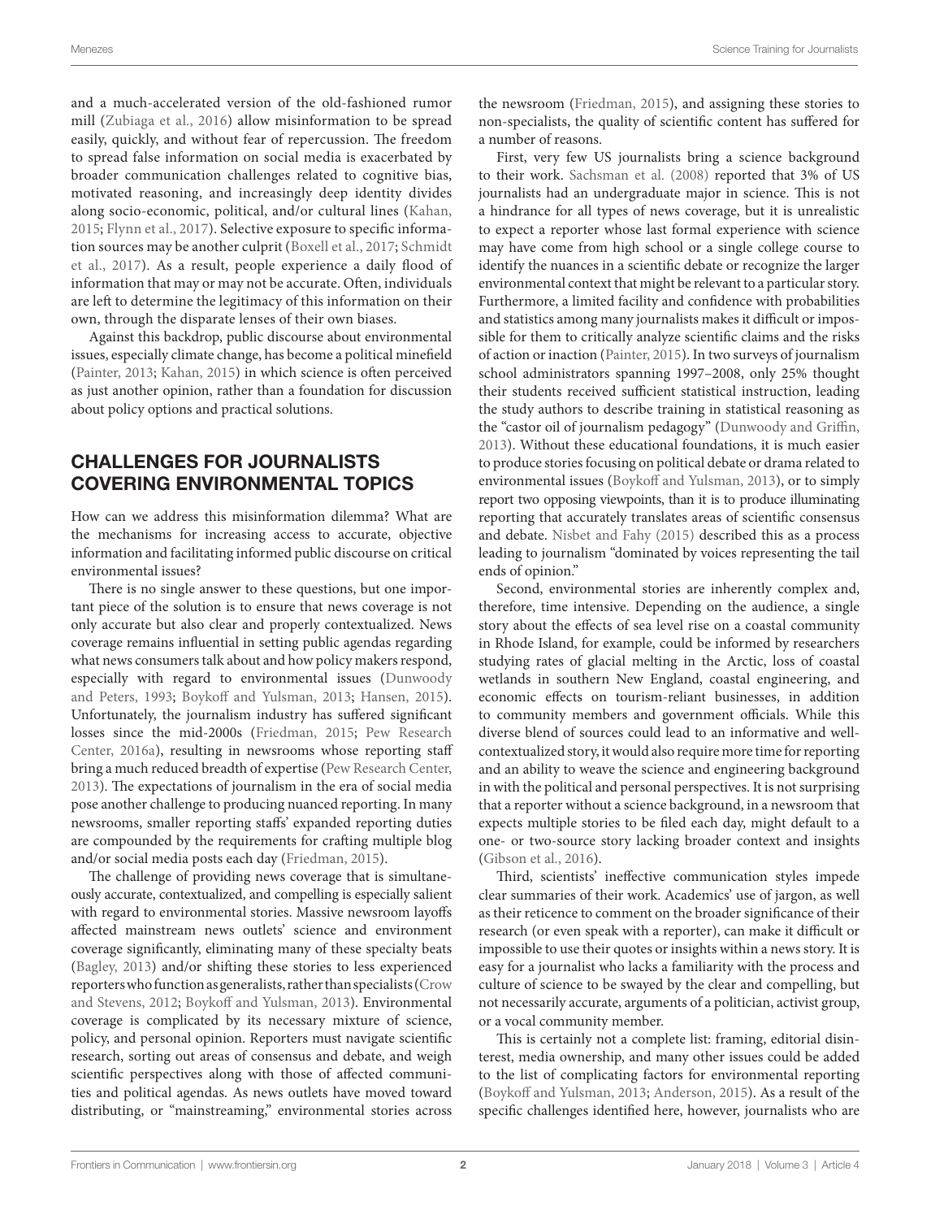and a much-accelerated version of the old-fashioned rumor mill (Zubiaga et al., 2016) allow misinformation to be spread easily, quickly, and without fear of repercussion. The freedom to spread false information on social media is exacerbated by broader communication challenges related to cognitive bias, motivated reasoning, and increasingly deep identity divides along socio-economic, political, and/or cultural lines (Kahan, 2015; Flynn et al., 2017). Selective exposure to specific information sources may be another culprit (Boxell et al., 2017; Schmidt et al., 2017). As a result, people experience a daily flood of information that may or may not be accurate. Often, individuals are left to determine the legitimacy of this information on their own, through the disparate lenses of their own biases.

Against this backdrop, public discourse about environmental issues, especially climate change, has become a political minefield (Painter, 2013; Kahan, 2015) in which science is often perceived as just another opinion, rather than a foundation for discussion about policy options and practical solutions.

## CHALLENGES FOR JOURNALISTS COVERING ENVIRONMENTAL TOPICS

How can we address this misinformation dilemma? What are the mechanisms for increasing access to accurate, objective information and facilitating informed public discourse on critical environmental issues?

There is no single answer to these questions, but one important piece of the solution is to ensure that news coverage is not only accurate but also clear and properly contextualized. News coverage remains influential in setting public agendas regarding what news consumers talk about and how policy makers respond, especially with regard to environmental issues (Dunwoody and Peters, 1993; Boykoff and Yulsman, 2013; Hansen, 2015). Unfortunately, the journalism industry has suffered significant losses since the mid-2000s (Friedman, 2015; Pew Research Center, 2016a), resulting in newsrooms whose reporting staff bring a much reduced breadth of expertise (Pew Research Center, 2013). The expectations of journalism in the era of social media pose another challenge to producing nuanced reporting. In many newsrooms, smaller reporting staffs' expanded reporting duties are compounded by the requirements for crafting multiple blog and/or social media posts each day (Friedman, 2015).

The challenge of providing news coverage that is simultaneously accurate, contextualized, and compelling is especially salient with regard to environmental stories. Massive newsroom layoffs affected mainstream news outlets' science and environment coverage significantly, eliminating many of these specialty beats (Bagley, 2013) and/or shifting these stories to less experienced reporters who function as generalists, rather than specialists (Crow and Stevens, 2012; Boykoff and Yulsman, 2013). Environmental coverage is complicated by its necessary mixture of science, policy, and personal opinion. Reporters must navigate scientific research, sorting out areas of consensus and debate, and weigh scientific perspectives along with those of affected communities and political agendas. As news outlets have moved toward distributing, or "mainstreaming," environmental stories across the newsroom (Friedman, 2015), and assigning these stories to non-specialists, the quality of scientific content has suffered for a number of reasons.

First, very few US journalists bring a science background to their work. Sachsman et al. (2008) reported that 3% of US journalists had an undergraduate major in science. This is not a hindrance for all types of news coverage, but it is unrealistic to expect a reporter whose last formal experience with science may have come from high school or a single college course to identify the nuances in a scientific debate or recognize the larger environmental context that might be relevant to a particular story. Furthermore, a limited facility and confidence with probabilities and statistics among many journalists makes it difficult or impossible for them to critically analyze scientific claims and the risks of action or inaction (Painter, 2015). In two surveys of journalism school administrators spanning 1997–2008, only 25% thought their students received sufficient statistical instruction, leading the study authors to describe training in statistical reasoning as the "castor oil of journalism pedagogy" (Dunwoody and Griffin, 2013). Without these educational foundations, it is much easier to produce stories focusing on political debate or drama related to environmental issues (Boykoff and Yulsman, 2013), or to simply report two opposing viewpoints, than it is to produce illuminating reporting that accurately translates areas of scientific consensus and debate. Nisbet and Fahy (2015) described this as a process leading to journalism "dominated by voices representing the tail ends of opinion."

Second, environmental stories are inherently complex and, therefore, time intensive. Depending on the audience, a single story about the effects of sea level rise on a coastal community in Rhode Island, for example, could be informed by researchers studying rates of glacial melting in the Arctic, loss of coastal wetlands in southern New England, coastal engineering, and economic effects on tourism-reliant businesses, in addition to community members and government officials. While this diverse blend of sources could lead to an informative and well-contextualized story, it would also require more time for reporting and an ability to weave the science and engineering background in with the political and personal perspectives. It is not surprising that a reporter without a science background, in a newsroom that expects multiple stories to be filed each day, might default to a one- or two-source story lacking broader context and insights (Gibson et al., 2016).

Third, scientists' ineffective communication styles impede clear summaries of their work. Academics' use of jargon, as well as their reticence to comment on the broader significance of their research (or even speak with a reporter), can make it difficult or impossible to use their quotes or insights within a news story. It is easy for a journalist who lacks a familiarity with the process and culture of science to be swayed by the clear and compelling, but not necessarily accurate, arguments of a politician, activist group, or a vocal community member.

This is certainly not a complete list: framing, editorial disinterest, media ownership, and many other issues could be added to the list of complicating factors for environmental reporting (Boykoff and Yulsman, 2013; Anderson, 2015). As a result of the specific challenges identified here, however, journalists who are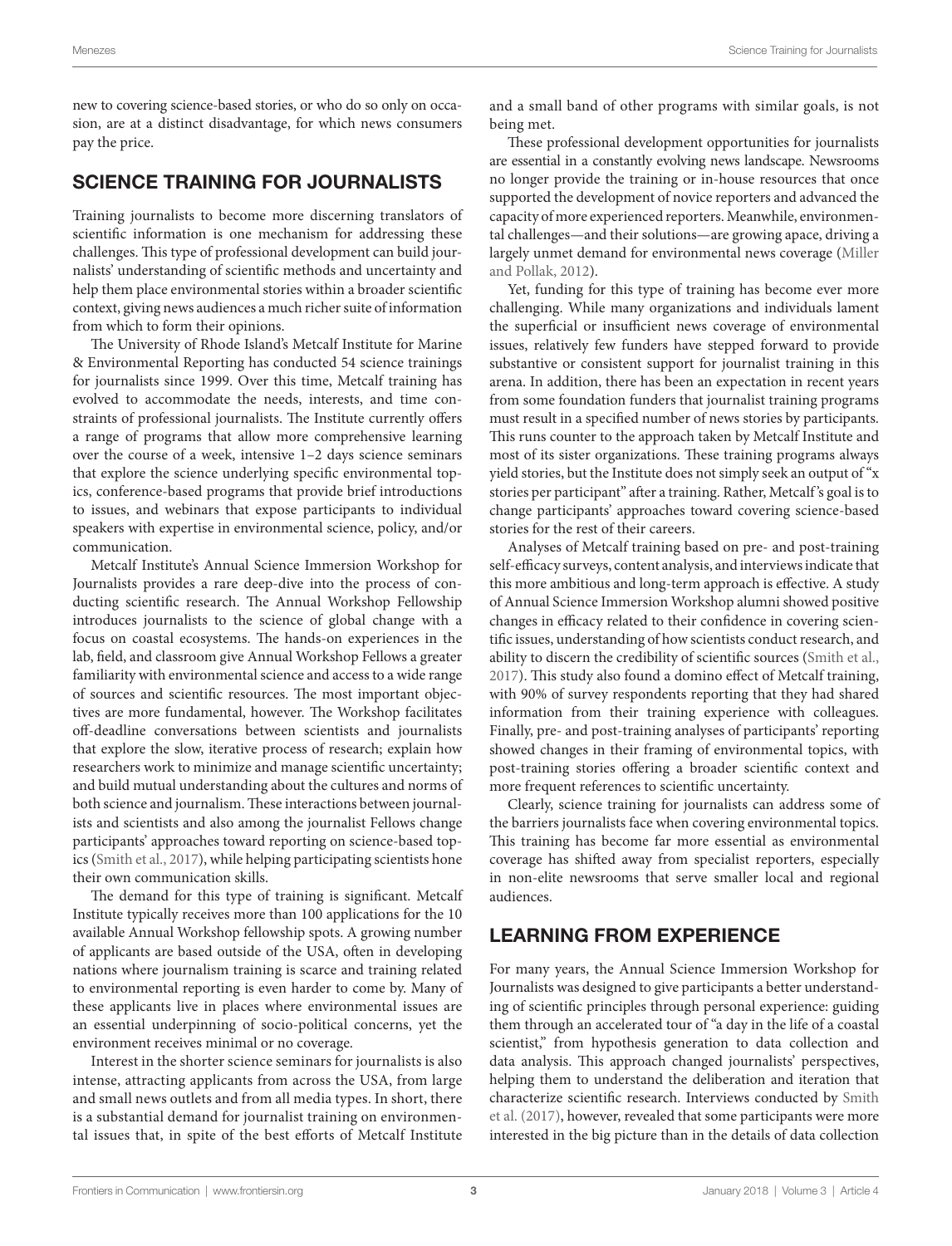new to covering science-based stories, or who do so only on occasion, are at a distinct disadvantage, for which news consumers pay the price.

## SCIENCE TRAINING FOR JOURNALISTS

Training journalists to become more discerning translators of scientific information is one mechanism for addressing these challenges. This type of professional development can build journalists' understanding of scientific methods and uncertainty and help them place environmental stories within a broader scientific context, giving news audiences a much richer suite of information from which to form their opinions.

The University of Rhode Island's Metcalf Institute for Marine & Environmental Reporting has conducted 54 science trainings for journalists since 1999. Over this time, Metcalf training has evolved to accommodate the needs, interests, and time constraints of professional journalists. The Institute currently offers a range of programs that allow more comprehensive learning over the course of a week, intensive 1–2 days science seminars that explore the science underlying specific environmental topics, conference-based programs that provide brief introductions to issues, and webinars that expose participants to individual speakers with expertise in environmental science, policy, and/or communication.

Metcalf Institute's Annual Science Immersion Workshop for Journalists provides a rare deep-dive into the process of conducting scientific research. The Annual Workshop Fellowship introduces journalists to the science of global change with a focus on coastal ecosystems. The hands-on experiences in the lab, field, and classroom give Annual Workshop Fellows a greater familiarity with environmental science and access to a wide range of sources and scientific resources. The most important objectives are more fundamental, however. The Workshop facilitates off-deadline conversations between scientists and journalists that explore the slow, iterative process of research; explain how researchers work to minimize and manage scientific uncertainty; and build mutual understanding about the cultures and norms of both science and journalism. These interactions between journalists and scientists and also among the journalist Fellows change participants' approaches toward reporting on science-based topics (Smith et al., 2017), while helping participating scientists hone their own communication skills.

The demand for this type of training is significant. Metcalf Institute typically receives more than 100 applications for the 10 available Annual Workshop fellowship spots. A growing number of applicants are based outside of the USA, often in developing nations where journalism training is scarce and training related to environmental reporting is even harder to come by. Many of these applicants live in places where environmental issues are an essential underpinning of socio-political concerns, yet the environment receives minimal or no coverage.

Interest in the shorter science seminars for journalists is also intense, attracting applicants from across the USA, from large and small news outlets and from all media types. In short, there is a substantial demand for journalist training on environmental issues that, in spite of the best efforts of Metcalf Institute and a small band of other programs with similar goals, is not being met.

These professional development opportunities for journalists are essential in a constantly evolving news landscape. Newsrooms no longer provide the training or in-house resources that once supported the development of novice reporters and advanced the capacity of more experienced reporters. Meanwhile, environmental challenges—and their solutions—are growing apace, driving a largely unmet demand for environmental news coverage (Miller and Pollak, 2012).

Yet, funding for this type of training has become ever more challenging. While many organizations and individuals lament the superficial or insufficient news coverage of environmental issues, relatively few funders have stepped forward to provide substantive or consistent support for journalist training in this arena. In addition, there has been an expectation in recent years from some foundation funders that journalist training programs must result in a specified number of news stories by participants. This runs counter to the approach taken by Metcalf Institute and most of its sister organizations. These training programs always yield stories, but the Institute does not simply seek an output of "x stories per participant" after a training. Rather, Metcalf's goal is to change participants' approaches toward covering science-based stories for the rest of their careers.

Analyses of Metcalf training based on pre- and post-training self-efficacy surveys, content analysis, and interviews indicate that this more ambitious and long-term approach is effective. A study of Annual Science Immersion Workshop alumni showed positive changes in efficacy related to their confidence in covering scientific issues, understanding of how scientists conduct research, and ability to discern the credibility of scientific sources (Smith et al., 2017). This study also found a domino effect of Metcalf training, with 90% of survey respondents reporting that they had shared information from their training experience with colleagues. Finally, pre- and post-training analyses of participants' reporting showed changes in their framing of environmental topics, with post-training stories offering a broader scientific context and more frequent references to scientific uncertainty.

Clearly, science training for journalists can address some of the barriers journalists face when covering environmental topics. This training has become far more essential as environmental coverage has shifted away from specialist reporters, especially in non-elite newsrooms that serve smaller local and regional audiences.

## LEARNING FROM EXPERIENCE

For many years, the Annual Science Immersion Workshop for Journalists was designed to give participants a better understanding of scientific principles through personal experience: guiding them through an accelerated tour of "a day in the life of a coastal scientist," from hypothesis generation to data collection and data analysis. This approach changed journalists' perspectives, helping them to understand the deliberation and iteration that characterize scientific research. Interviews conducted by Smith et al. (2017), however, revealed that some participants were more interested in the big picture than in the details of data collection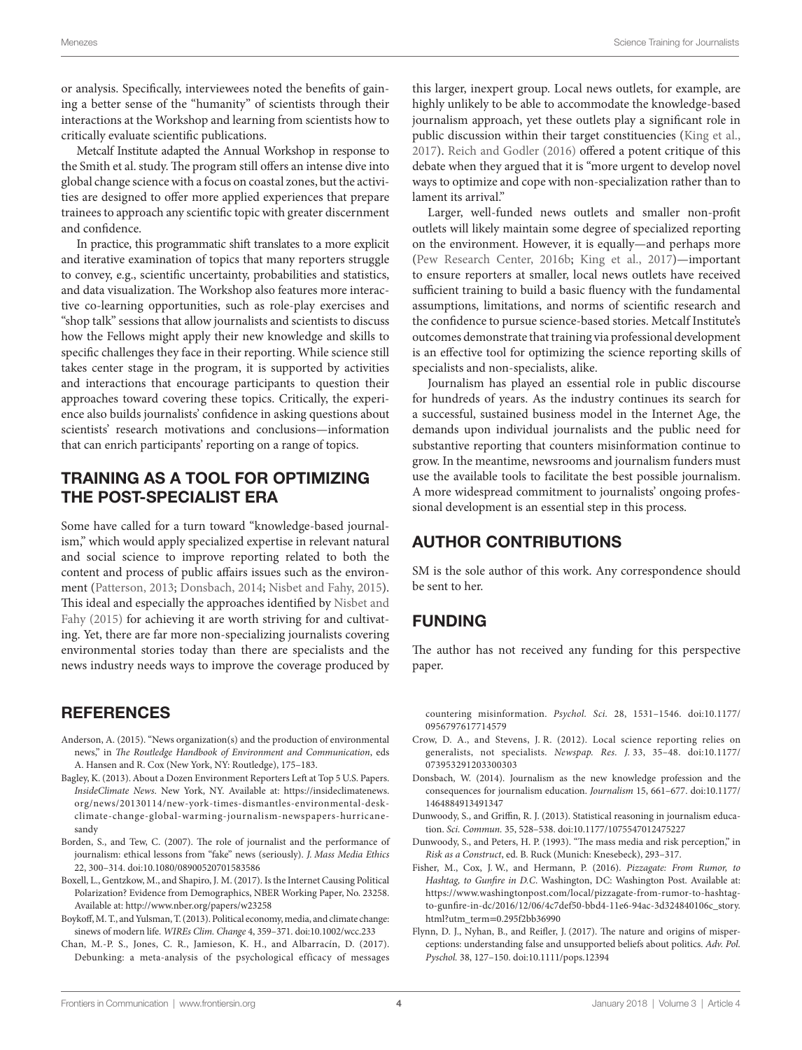or analysis. Specifically, interviewees noted the benefits of gaining a better sense of the "humanity" of scientists through their interactions at the Workshop and learning from scientists how to critically evaluate scientific publications.

Metcalf Institute adapted the Annual Workshop in response to the Smith et al. study. The program still offers an intense dive into global change science with a focus on coastal zones, but the activities are designed to offer more applied experiences that prepare trainees to approach any scientific topic with greater discernment and confidence.

In practice, this programmatic shift translates to a more explicit and iterative examination of topics that many reporters struggle to convey, e.g., scientific uncertainty, probabilities and statistics, and data visualization. The Workshop also features more interactive co-learning opportunities, such as role-play exercises and "shop talk" sessions that allow journalists and scientists to discuss how the Fellows might apply their new knowledge and skills to specific challenges they face in their reporting. While science still takes center stage in the program, it is supported by activities and interactions that encourage participants to question their approaches toward covering these topics. Critically, the experience also builds journalists' confidence in asking questions about scientists' research motivations and conclusions—information that can enrich participants' reporting on a range of topics.

## TRAINING AS A TOOL FOR OPTIMIZING THE POST-SPECIALIST ERA

Some have called for a turn toward "knowledge-based journalism," which would apply specialized expertise in relevant natural and social science to improve reporting related to both the content and process of public affairs issues such as the environment (Patterson, 2013; Donsbach, 2014; Nisbet and Fahy, 2015). This ideal and especially the approaches identified by Nisbet and Fahy (2015) for achieving it are worth striving for and cultivating. Yet, there are far more non-specializing journalists covering environmental stories today than there are specialists and the news industry needs ways to improve the coverage produced by this larger, inexpert group. Local news outlets, for example, are highly unlikely to be able to accommodate the knowledge-based journalism approach, yet these outlets play a significant role in public discussion within their target constituencies (King et al., 2017). Reich and Godler (2016) offered a potent critique of this debate when they argued that it is "more urgent to develop novel ways to optimize and cope with non-specialization rather than to lament its arrival."

Larger, well-funded news outlets and smaller non-profit outlets will likely maintain some degree of specialized reporting on the environment. However, it is equally—and perhaps more (Pew Research Center, 2016b; King et al., 2017)—important to ensure reporters at smaller, local news outlets have received sufficient training to build a basic fluency with the fundamental assumptions, limitations, and norms of scientific research and the confidence to pursue science-based stories. Metcalf Institute's outcomes demonstrate that training via professional development is an effective tool for optimizing the science reporting skills of specialists and non-specialists, alike.

Journalism has played an essential role in public discourse for hundreds of years. As the industry continues its search for a successful, sustained business model in the Internet Age, the demands upon individual journalists and the public need for substantive reporting that counters misinformation continue to grow. In the meantime, newsrooms and journalism funders must use the available tools to facilitate the best possible journalism. A more widespread commitment to journalists' ongoing professional development is an essential step in this process.

## AUTHOR CONTRIBUTIONS

SM is the sole author of this work. Any correspondence should be sent to her.

## FUNDING

The author has not received any funding for this perspective paper.

## REFERENCES

Anderson, A. (2015). "News organization(s) and the production of environmental news," in *The Routledge Handbook of Environment and Communication*, eds A. Hansen and R. Cox (New York, NY: Routledge), 175–183.

Bagley, K. (2013). About a Dozen Environment Reporters Left at Top 5 U.S. Papers. *InsideClimate News*. New York, NY. Available at: https://insideclimatenews.org/news/20130114/new-york-times-dismantles-environmental-desk-climate-change-global-warming-journalism-newspapers-hurricane-sandy

Borden, S., and Tew, C. (2007). The role of journalist and the performance of journalism: ethical lessons from "fake" news (seriously). *J. Mass Media Ethics* 22, 300–314. doi:10.1080/08900520701583586

Boxell, L., Gentzkow, M., and Shapiro, J. M. (2017). Is the Internet Causing Political Polarization? Evidence from Demographics, NBER Working Paper, No. 23258. Available at: http://www.nber.org/papers/w23258

Boykoff, M. T., and Yulsman, T. (2013). Political economy, media, and climate change: sinews of modern life. *WIREs Clim. Change* 4, 359–371. doi:10.1002/wcc.233

Chan, M.-P. S., Jones, C. R., Jamieson, K. H., and Albarracín, D. (2017). Debunking: a meta-analysis of the psychological efficacy of messages countering misinformation. *Psychol. Sci.* 28, 1531–1546. doi:10.1177/0956797617714579

Crow, D. A., and Stevens, J. R. (2012). Local science reporting relies on generalists, not specialists. *Newspap. Res. J.* 33, 35–48. doi:10.1177/073953291203300303

Donsbach, W. (2014). Journalism as the new knowledge profession and the consequences for journalism education. *Journalism* 15, 661–677. doi:10.1177/1464884913491347

Dunwoody, S., and Griffin, R. J. (2013). Statistical reasoning in journalism education. *Sci. Commun.* 35, 528–538. doi:10.1177/1075547012475227

Dunwoody, S., and Peters, H. P. (1993). "The mass media and risk perception," in *Risk as a Construct*, ed. B. Ruck (Munich: Knesebeck), 293–317.

Fisher, M., Cox, J. W., and Hermann, P. (2016). *Pizzagate: From Rumor, to Hashtag, to Gunfire in D.C*. Washington, DC: Washington Post. Available at: https://www.washingtonpost.com/local/pizzagate-from-rumor-to-hashtag-to-gunfire-in-dc/2016/12/06/4c7def50-bbd4-11e6-94ac-3d324840106c_story.html?utm_term=0.295f2bb36990

Flynn, D. J., Nyhan, B., and Reifler, J. (2017). The nature and origins of misperceptions: understanding false and unsupported beliefs about politics. *Adv. Pol. Psychol.* 38, 127–150. doi:10.1111/pops.12394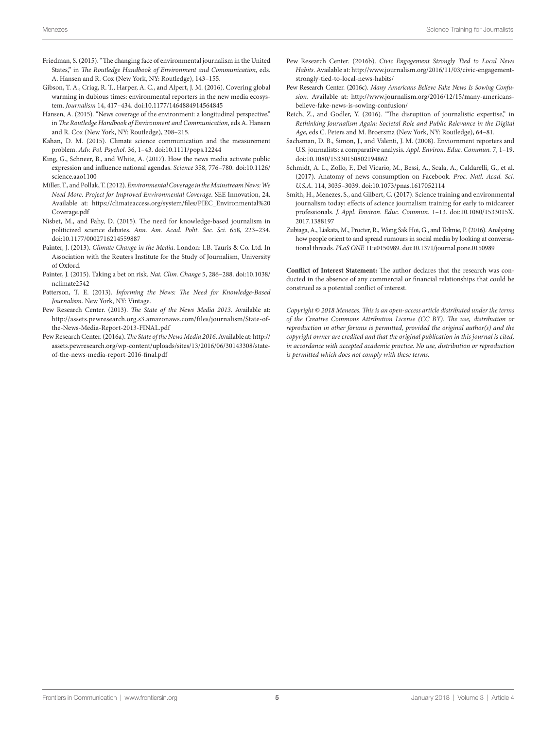Friedman, S. (2015). "The changing face of environmental journalism in the United States," in *The Routledge Handbook of Environment and Communication*, eds. A. Hansen and R. Cox (New York, NY: Routledge), 143–155.

Gibson, T. A., Criag, R. T., Harper, A. C., and Alpert, J. M. (2016). Covering global warming in dubious times: environmental reporters in the new media ecosystem. *Journalism* 14, 417–434. doi:10.1177/1464884914564845

Hansen, A. (2015). "News coverage of the environment: a longitudinal perspective," in *The Routledge Handbook of Environment and Communication*, eds A. Hansen and R. Cox (New York, NY: Routledge), 208–215.

Kahan, D. M. (2015). Climate science communication and the measurement problem. *Adv. Pol. Psychol.* 36, 1–43. doi:10.1111/pops.12244

King, G., Schneer, B., and White, A. (2017). How the news media activate public expression and influence national agendas. *Science* 358, 776–780. doi:10.1126/science.aao1100

Miller, T., and Pollak, T. (2012). *Environmental Coverage in the Mainstream News: We Need More. Project for Improved Environmental Coverage*. SEE Innovation, 24. Available at: https://climateaccess.org/system/files/PIEC_Environmental%20Coverage.pdf

Nisbet, M., and Fahy, D. (2015). The need for knowledge-based journalism in politicized science debates. *Ann. Am. Acad. Polit. Soc. Sci.* 658, 223–234. doi:10.1177/0002716214559887

Painter, J. (2013). *Climate Change in the Media*. London: I.B. Tauris & Co. Ltd. In Association with the Reuters Institute for the Study of Journalism, University of Oxford.

Painter, J. (2015). Taking a bet on risk. *Nat. Clim. Change* 5, 286–288. doi:10.1038/nclimate2542

Patterson, T. E. (2013). *Informing the News: The Need for Knowledge-Based Journalism*. New York, NY: Vintage.

Pew Research Center. (2013). *The State of the News Media 2013*. Available at: http://assets.pewresearch.org.s3.amazonaws.com/files/journalism/State-of-the-News-Media-Report-2013-FINAL.pdf

Pew Research Center. (2016a). *The State of the News Media 2016*. Available at: http://assets.pewresearch.org/wp-content/uploads/sites/13/2016/06/30143308/state-of-the-news-media-report-2016-final.pdf

Pew Research Center. (2016b). *Civic Engagement Strongly Tied to Local News Habits*. Available at: http://www.journalism.org/2016/11/03/civic-engagement-strongly-tied-to-local-news-habits/

Pew Research Center. (2016c). *Many Americans Believe Fake News Is Sowing Confusion*. Available at: http://www.journalism.org/2016/12/15/many-americans-believe-fake-news-is-sowing-confusion/

Reich, Z., and Godler, Y. (2016). "The disruption of journalistic expertise," in *Rethinking Journalism Again: Societal Role and Public Relevance in the Digital Age*, eds C. Peters and M. Broersma (New York, NY: Routledge), 64–81.

Sachsman, D. B., Simon, J., and Valenti, J. M. (2008). Enviornment reporters and U.S. journalists: a comparative analysis. *Appl. Environ. Educ. Commun.* 7, 1–19. doi:10.1080/15330150802194862

Schmidt, A. L., Zollo, F., Del Vicario, M., Bessi, A., Scala, A., Caldarelli, G., et al. (2017). Anatomy of news consumption on Facebook. *Proc. Natl. Acad. Sci. U.S.A.* 114, 3035–3039. doi:10.1073/pnas.1617052114

Smith, H., Menezes, S., and Gilbert, C. (2017). Science training and environmental journalism today: effects of science journalism training for early to midcareer professionals. *J. Appl. Environ. Educ. Commun.* 1–13. doi:10.1080/1533015X.2017.1388197

Zubiaga, A., Liakata, M., Procter, R., Wong Sak Hoi, G., and Tolmie, P. (2016). Analysing how people orient to and spread rumours in social media by looking at conversational threads. *PLoS ONE* 11:e0150989. doi:10.1371/journal.pone.0150989

**Conflict of Interest Statement:** The author declares that the research was conducted in the absence of any commercial or financial relationships that could be construed as a potential conflict of interest.

*Copyright © 2018 Menezes. This is an open-access article distributed under the terms of the Creative Commons Attribution License (CC BY). The use, distribution or reproduction in other forums is permitted, provided the original author(s) and the copyright owner are credited and that the original publication in this journal is cited, in accordance with accepted academic practice. No use, distribution or reproduction is permitted which does not comply with these terms.*